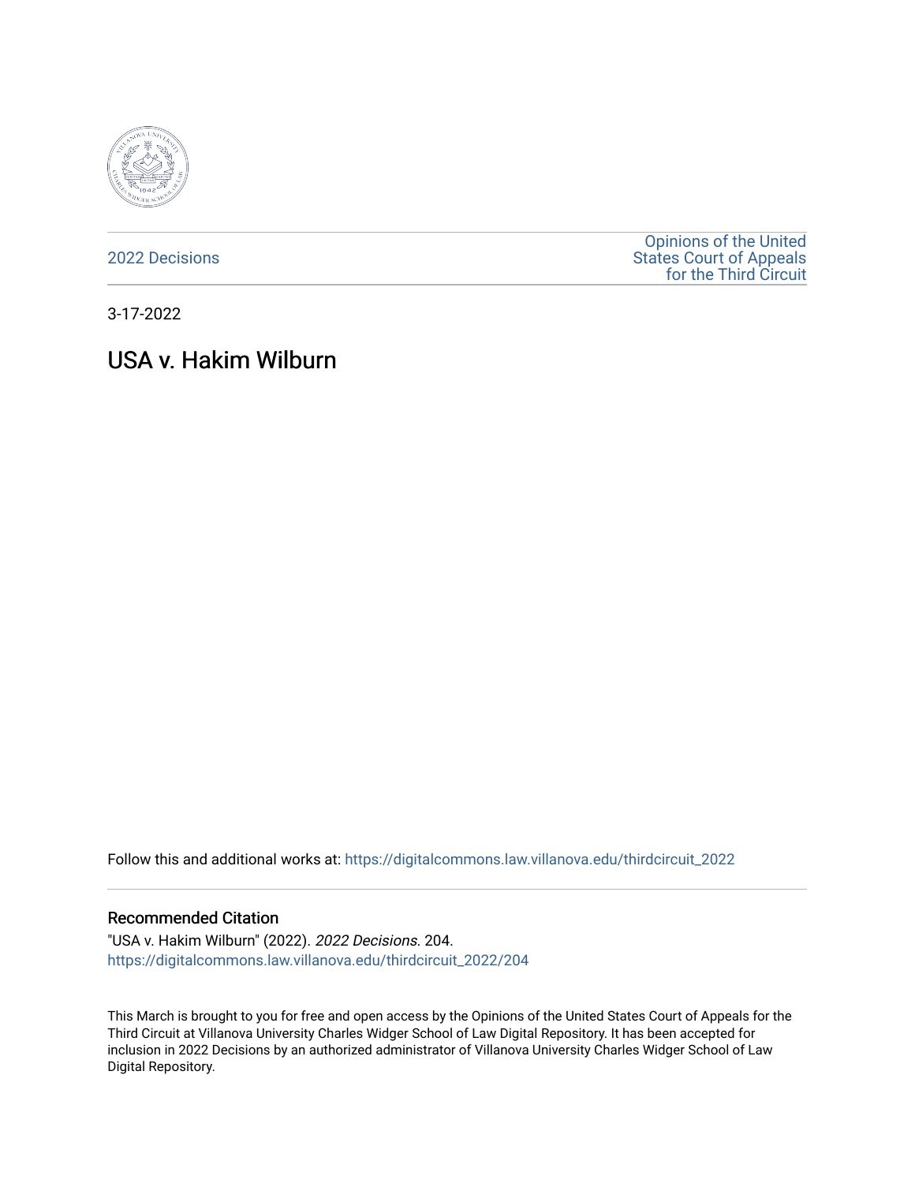2022 Decisions

Opinions of the United States Court of Appeals for the Third Circuit

3-17-2022

# USA v. Hakim Wilburn

Follow this and additional works at: https://digitalcommons.law.villanova.edu/thirdcircuit_2022

## Recommended Citation

"USA v. Hakim Wilburn" (2022). *2022 Decisions*. 204.
https://digitalcommons.law.villanova.edu/thirdcircuit_2022/204

This March is brought to you for free and open access by the Opinions of the United States Court of Appeals for the Third Circuit at Villanova University Charles Widger School of Law Digital Repository. It has been accepted for inclusion in 2022 Decisions by an authorized administrator of Villanova University Charles Widger School of Law Digital Repository.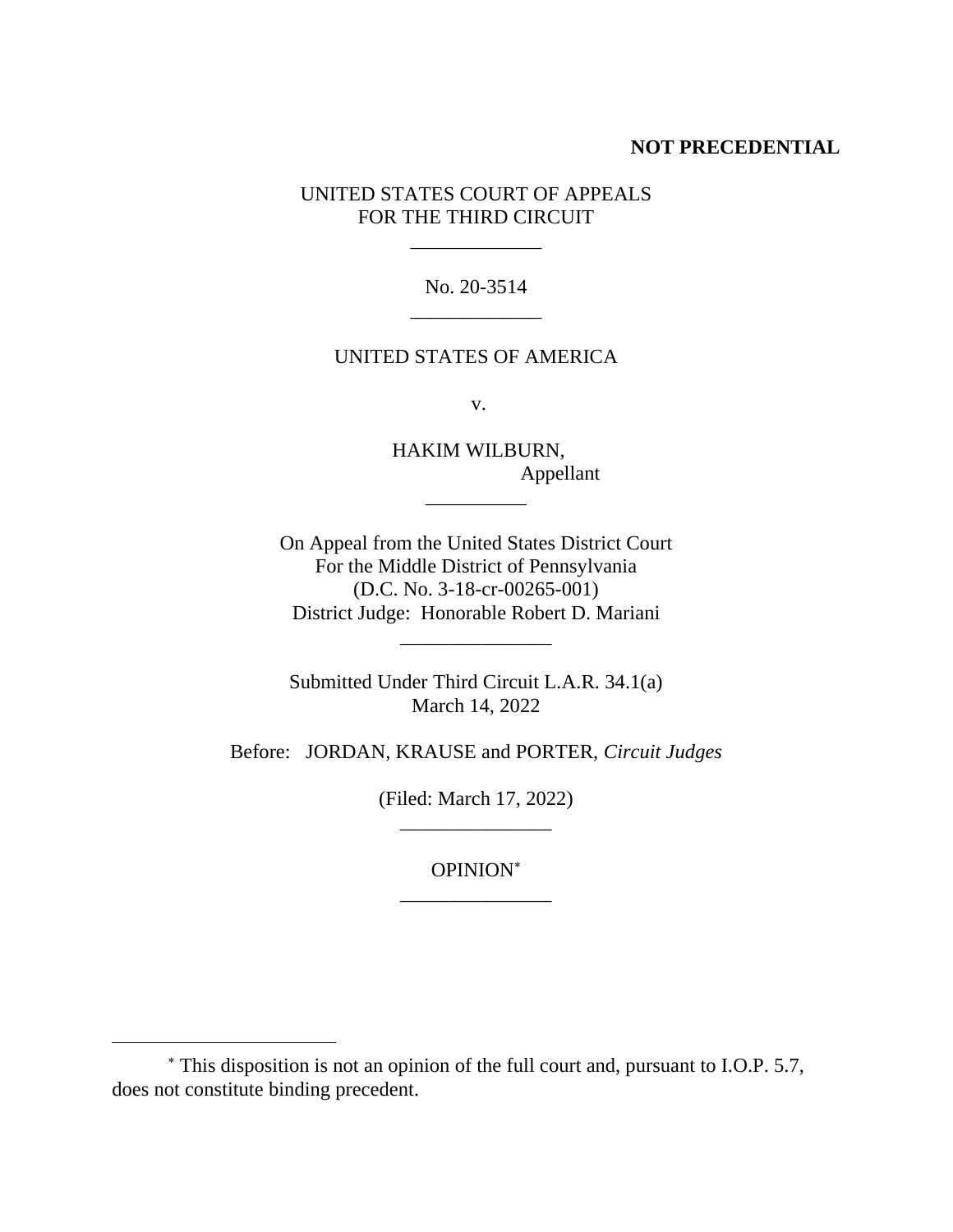**NOT PRECEDENTIAL**

UNITED STATES COURT OF APPEALS
FOR THE THIRD CIRCUIT

\_\_\_\_\_\_\_\_\_\_\_\_\_

No. 20-3514

\_\_\_\_\_\_\_\_\_\_\_\_\_

UNITED STATES OF AMERICA

v.

HAKIM WILBURN,
Appellant

\_\_\_\_\_\_\_\_\_\_

On Appeal from the United States District Court
For the Middle District of Pennsylvania
(D.C. No. 3-18-cr-00265-001)
District Judge: Honorable Robert D. Mariani

\_\_\_\_\_\_\_\_\_\_\_\_\_\_\_

Submitted Under Third Circuit L.A.R. 34.1(a)
March 14, 2022

Before: JORDAN, KRAUSE and PORTER, *Circuit Judges*

(Filed: March 17, 2022)

\_\_\_\_\_\_\_\_\_\_\_\_\_\_\_

OPINION[*]

\_\_\_\_\_\_\_\_\_\_\_\_\_\_\_

---

[*] This disposition is not an opinion of the full court and, pursuant to I.O.P. 5.7, does not constitute binding precedent.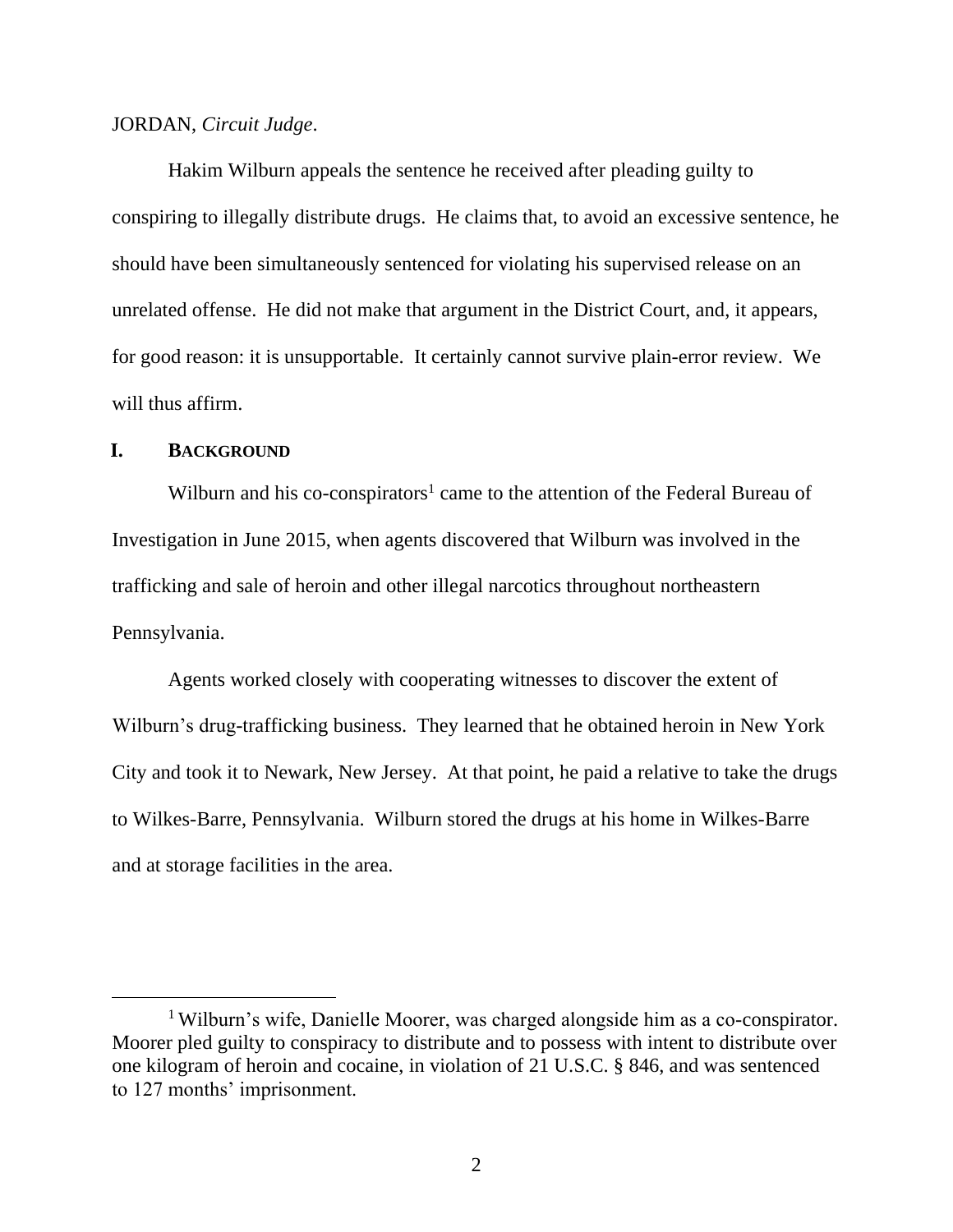JORDAN, *Circuit Judge*.

Hakim Wilburn appeals the sentence he received after pleading guilty to conspiring to illegally distribute drugs. He claims that, to avoid an excessive sentence, he should have been simultaneously sentenced for violating his supervised release on an unrelated offense. He did not make that argument in the District Court, and, it appears, for good reason: it is unsupportable. It certainly cannot survive plain-error review. We will thus affirm.

## I. BACKGROUND

Wilburn and his co-conspirators[1] came to the attention of the Federal Bureau of Investigation in June 2015, when agents discovered that Wilburn was involved in the trafficking and sale of heroin and other illegal narcotics throughout northeastern Pennsylvania.

Agents worked closely with cooperating witnesses to discover the extent of Wilburn's drug-trafficking business. They learned that he obtained heroin in New York City and took it to Newark, New Jersey. At that point, he paid a relative to take the drugs to Wilkes-Barre, Pennsylvania. Wilburn stored the drugs at his home in Wilkes-Barre and at storage facilities in the area.

[1] Wilburn's wife, Danielle Moorer, was charged alongside him as a co-conspirator. Moorer pled guilty to conspiracy to distribute and to possess with intent to distribute over one kilogram of heroin and cocaine, in violation of 21 U.S.C. § 846, and was sentenced to 127 months' imprisonment.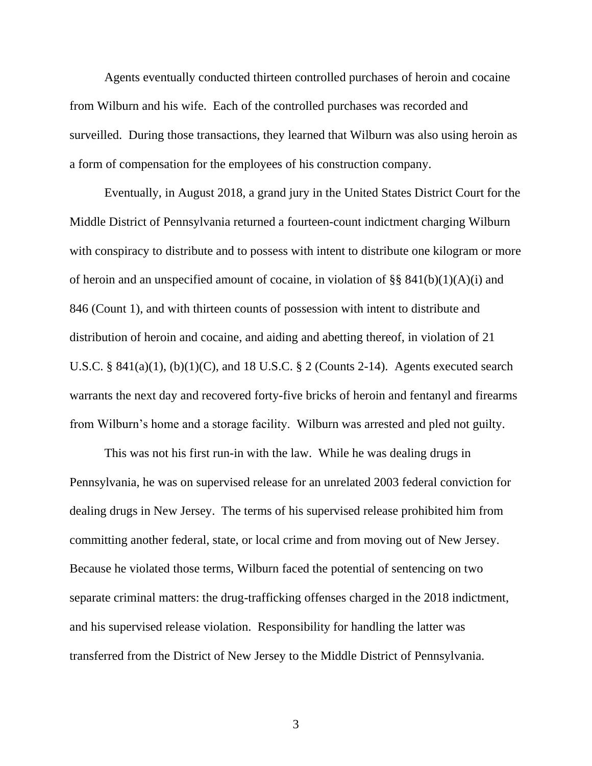Agents eventually conducted thirteen controlled purchases of heroin and cocaine from Wilburn and his wife. Each of the controlled purchases was recorded and surveilled. During those transactions, they learned that Wilburn was also using heroin as a form of compensation for the employees of his construction company.

Eventually, in August 2018, a grand jury in the United States District Court for the Middle District of Pennsylvania returned a fourteen-count indictment charging Wilburn with conspiracy to distribute and to possess with intent to distribute one kilogram or more of heroin and an unspecified amount of cocaine, in violation of §§ 841(b)(1)(A)(i) and 846 (Count 1), and with thirteen counts of possession with intent to distribute and distribution of heroin and cocaine, and aiding and abetting thereof, in violation of 21 U.S.C. § 841(a)(1), (b)(1)(C), and 18 U.S.C. § 2 (Counts 2-14). Agents executed search warrants the next day and recovered forty-five bricks of heroin and fentanyl and firearms from Wilburn's home and a storage facility. Wilburn was arrested and pled not guilty.

This was not his first run-in with the law. While he was dealing drugs in Pennsylvania, he was on supervised release for an unrelated 2003 federal conviction for dealing drugs in New Jersey. The terms of his supervised release prohibited him from committing another federal, state, or local crime and from moving out of New Jersey. Because he violated those terms, Wilburn faced the potential of sentencing on two separate criminal matters: the drug-trafficking offenses charged in the 2018 indictment, and his supervised release violation. Responsibility for handling the latter was transferred from the District of New Jersey to the Middle District of Pennsylvania.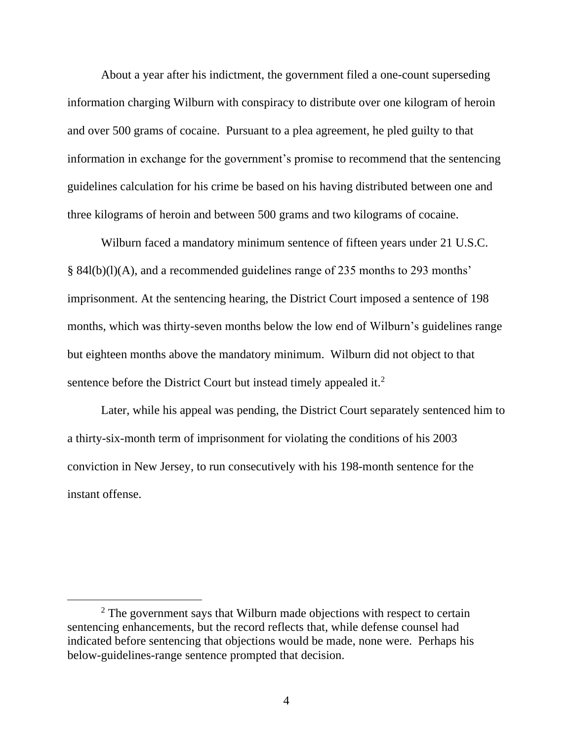About a year after his indictment, the government filed a one-count superseding information charging Wilburn with conspiracy to distribute over one kilogram of heroin and over 500 grams of cocaine. Pursuant to a plea agreement, he pled guilty to that information in exchange for the government's promise to recommend that the sentencing guidelines calculation for his crime be based on his having distributed between one and three kilograms of heroin and between 500 grams and two kilograms of cocaine.

Wilburn faced a mandatory minimum sentence of fifteen years under 21 U.S.C. § 84l(b)(l)(A), and a recommended guidelines range of 235 months to 293 months' imprisonment. At the sentencing hearing, the District Court imposed a sentence of 198 months, which was thirty-seven months below the low end of Wilburn's guidelines range but eighteen months above the mandatory minimum. Wilburn did not object to that sentence before the District Court but instead timely appealed it.[2]

Later, while his appeal was pending, the District Court separately sentenced him to a thirty-six-month term of imprisonment for violating the conditions of his 2003 conviction in New Jersey, to run consecutively with his 198-month sentence for the instant offense.

[2] The government says that Wilburn made objections with respect to certain sentencing enhancements, but the record reflects that, while defense counsel had indicated before sentencing that objections would be made, none were. Perhaps his below-guidelines-range sentence prompted that decision.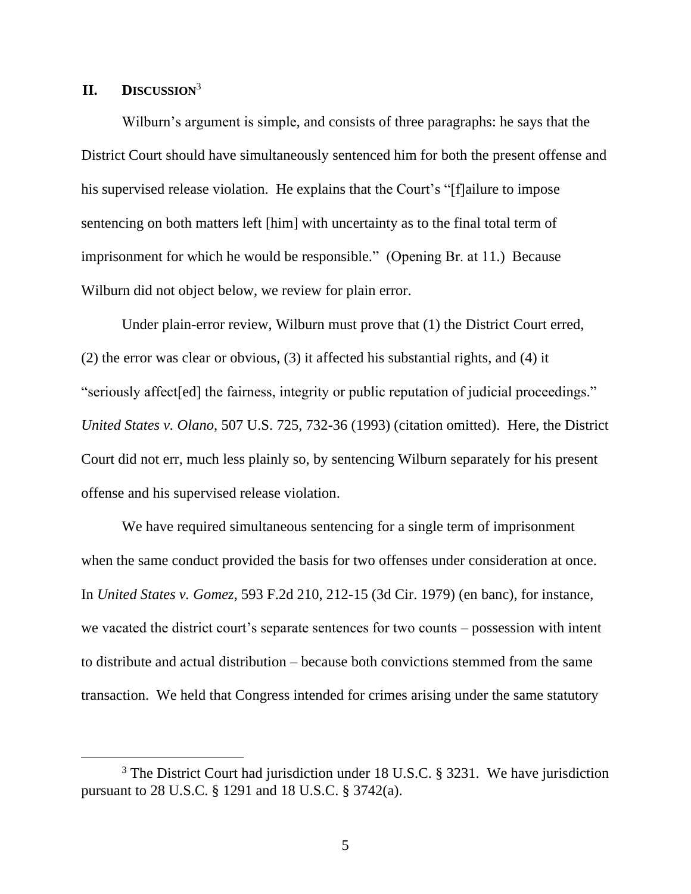## II. DISCUSSION[3]

Wilburn's argument is simple, and consists of three paragraphs: he says that the District Court should have simultaneously sentenced him for both the present offense and his supervised release violation. He explains that the Court's "[f]ailure to impose sentencing on both matters left [him] with uncertainty as to the final total term of imprisonment for which he would be responsible." (Opening Br. at 11.) Because Wilburn did not object below, we review for plain error.

Under plain-error review, Wilburn must prove that (1) the District Court erred, (2) the error was clear or obvious, (3) it affected his substantial rights, and (4) it "seriously affect[ed] the fairness, integrity or public reputation of judicial proceedings." *United States v. Olano*, 507 U.S. 725, 732-36 (1993) (citation omitted). Here, the District Court did not err, much less plainly so, by sentencing Wilburn separately for his present offense and his supervised release violation.

We have required simultaneous sentencing for a single term of imprisonment when the same conduct provided the basis for two offenses under consideration at once. In *United States v. Gomez*, 593 F.2d 210, 212-15 (3d Cir. 1979) (en banc), for instance, we vacated the district court's separate sentences for two counts – possession with intent to distribute and actual distribution – because both convictions stemmed from the same transaction. We held that Congress intended for crimes arising under the same statutory

[3] The District Court had jurisdiction under 18 U.S.C. § 3231. We have jurisdiction pursuant to 28 U.S.C. § 1291 and 18 U.S.C. § 3742(a).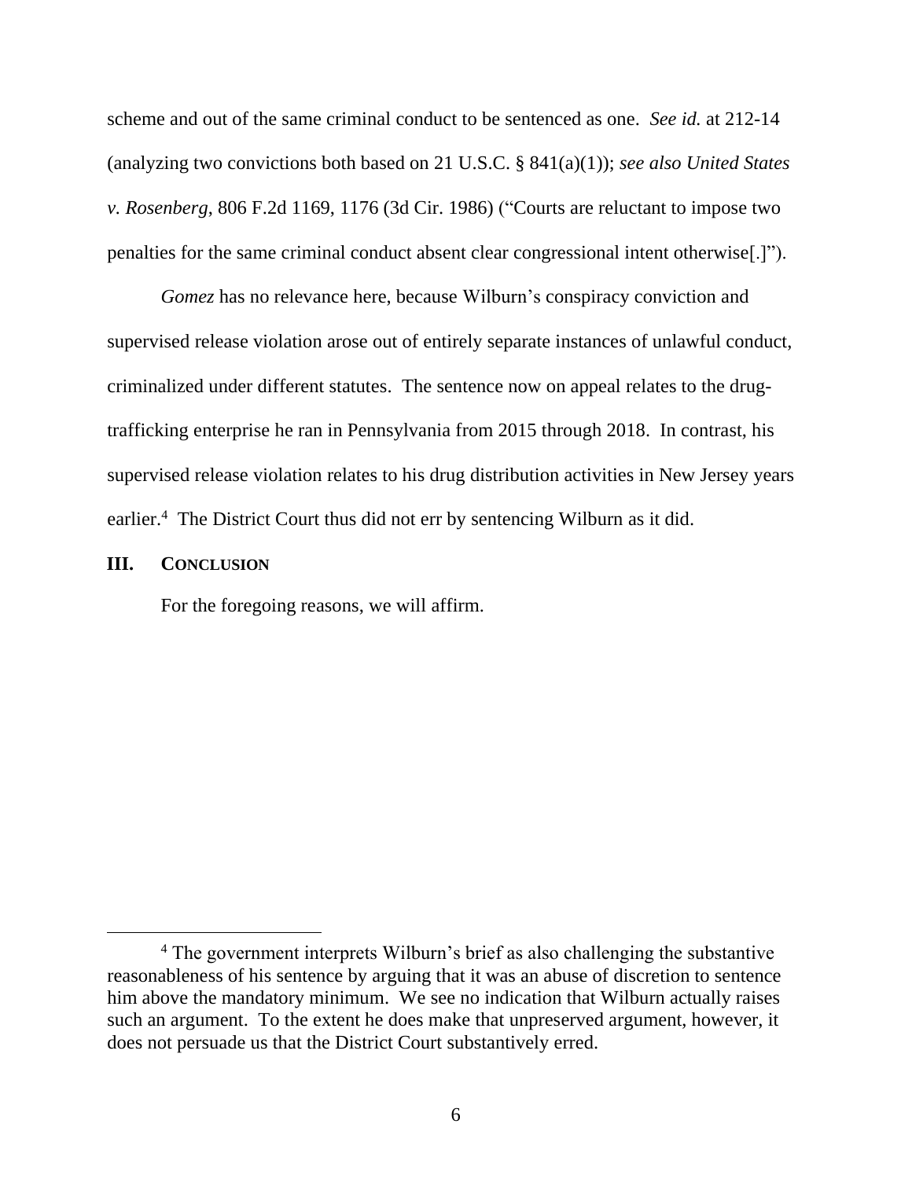scheme and out of the same criminal conduct to be sentenced as one. *See id.* at 212-14 (analyzing two convictions both based on 21 U.S.C. § 841(a)(1)); *see also United States v. Rosenberg*, 806 F.2d 1169, 1176 (3d Cir. 1986) ("Courts are reluctant to impose two penalties for the same criminal conduct absent clear congressional intent otherwise[.]").

*Gomez* has no relevance here, because Wilburn's conspiracy conviction and supervised release violation arose out of entirely separate instances of unlawful conduct, criminalized under different statutes. The sentence now on appeal relates to the drug-trafficking enterprise he ran in Pennsylvania from 2015 through 2018. In contrast, his supervised release violation relates to his drug distribution activities in New Jersey years earlier.[4] The District Court thus did not err by sentencing Wilburn as it did.

## III. CONCLUSION

For the foregoing reasons, we will affirm.

---

[4] The government interprets Wilburn's brief as also challenging the substantive reasonableness of his sentence by arguing that it was an abuse of discretion to sentence him above the mandatory minimum. We see no indication that Wilburn actually raises such an argument. To the extent he does make that unpreserved argument, however, it does not persuade us that the District Court substantively erred.